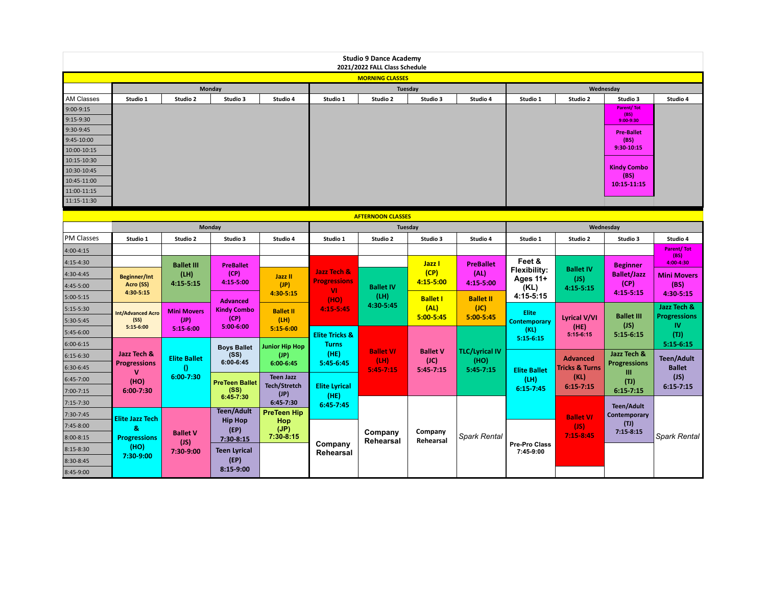# Studio 9 Dance Academy

## 2021/2022 FALL Class Schedule

### MORNING CLASSES

| AM Classes | Monday Studio 1 | Monday Studio 2 | Monday Studio 3 | Monday Studio 4 | Tuesday Studio 1 | Tuesday Studio 2 | Tuesday Studio 3 | Tuesday Studio 4 | Wednesday Studio 1 | Wednesday Studio 2 | Wednesday Studio 3 | Wednesday Studio 4 |
|---|---|---|---|---|---|---|---|---|---|---|---|---|
| 9:00-9:15 | | | | | | | | | | | Parent/ Tot (BS) 9:00-9:30 | |
| 9:15-9:30 | | | | | | | | | | | | |
| 9:30-9:45 | | | | | | | | | | | Pre-Ballet (BS) 9:30-10:15 | |
| 9:45-10:00 | | | | | | | | | | | | |
| 10:00-10:15 | | | | | | | | | | | | |
| 10:15-10:30 | | | | | | | | | | | Kindy Combo (BS) 10:15-11:15 | |
| 10:30-10:45 | | | | | | | | | | | | |
| 10:45-11:00 | | | | | | | | | | | | |
| 11:00-11:15 | | | | | | | | | | | | |
| 11:15-11:30 | | | | | | | | | | | | |

### AFTERNOON CLASSES

| PM Classes | Monday Studio 1 | Monday Studio 2 | Monday Studio 3 | Monday Studio 4 | Tuesday Studio 1 | Tuesday Studio 2 | Tuesday Studio 3 | Tuesday Studio 4 | Wednesday Studio 1 | Wednesday Studio 2 | Wednesday Studio 3 | Wednesday Studio 4 |
|---|---|---|---|---|---|---|---|---|---|---|---|---|
| 4:00-4:15 | | | | | | | | | | | | Parent/ Tot (BS) 4:00-4:30 |
| 4:15-4:30 | | Ballet III (LH) 4:15-5:15 | PreBallet (CP) 4:15-5:00 | | Jazz Tech & Progressions VI (HO) 4:15-5:45 | | Jazz I (CP) 4:15-5:00 | PreBallet (AL) 4:15-5:00 | Feet & Flexibility: Ages 11+ (KL) 4:15-5:15 | Ballet IV (JS) 4:15-5:15 | Beginner Ballet/Jazz (CP) 4:15-5:15 | |
| 4:30-4:45 | Beginner/Int Acro (SS) 4:30-5:15 | | | Jazz II (JP) 4:30-5:15 | | Ballet IV (LH) 4:30-5:45 | | | | | | Mini Movers (BS) 4:30-5:15 |
| 4:45-5:00 | | | | | | | | | | | | |
| 5:00-5:15 | | | Advanced Kindy Combo (CP) 5:00-6:00 | | | | Ballet I (AL) 5:00-5:45 | Ballet II (JC) 5:00-5:45 | | | | |
| 5:15-5:30 | Int/Advanced Acro (SS) 5:15-6:00 | Mini Movers (JP) 5:15-6:00 | | Ballet II (LH) 5:15-6:00 | | | | | Elite Contemporary (KL) 5:15-6:15 | Lyrical V/VI (HE) 5:15-6:15 | Ballet III (JS) 5:15-6:15 | Jazz Tech & Progressions IV (TJ) 5:15-6:15 |
| 5:30-5:45 | | | | | | | | | | | | |
| 5:45-6:00 | | | | | Elite Tricks & Turns (HE) 5:45-6:45 | Ballet VI (LH) 5:45-7:15 | Ballet V (JC) 5:45-7:15 | TLC/Lyrical IV (HO) 5:45-7:15 | | | | |
| 6:00-6:15 | Jazz Tech & Progressions V (HO) 6:00-7:30 | Elite Ballet () 6:00-7:30 | Boys Ballet (SS) 6:00-6:45 | Junior Hip Hop (JP) 6:00-6:45 | | | | | | | | |
| 6:15-6:30 | | | | | | | | | Elite Ballet (LH) 6:15-7:45 | Advanced Tricks & Turns (KL) 6:15-7:15 | Jazz Tech & Progressions III (TJ) 6:15-7:15 | Teen/Adult Ballet (JS) 6:15-7:15 |
| 6:30-6:45 | | | | | | | | | | | | |
| 6:45-7:00 | | | PreTeen Ballet (SS) 6:45-7:30 | Teen Jazz Tech/Stretch (JP) 6:45-7:30 | Elite Lyrical (HE) 6:45-7:45 | | | | | | | |
| 7:00-7:15 | | | | | | | | | | | | |
| 7:15-7:30 | | | | | | Company Rehearsal | Company Rehearsal | *Spark Rental* | | Ballet VI (JS) 7:15-8:45 | Teen/Adult Contemporary (TJ) 7:15-8:15 | *Spark Rental* |
| 7:30-7:45 | Elite Jazz Tech & Progressions (HO) 7:30-9:00 | Ballet V (JS) 7:30-9:00 | Teen/Adult Hip Hop (EP) 7:30-8:15 | PreTeen Hip Hop (JP) 7:30-8:15 | | | | | | | | |
| 7:45-8:00 | | | | | Company Rehearsal | | | | Pre-Pro Class 7:45-9:00 | | | |
| 8:00-8:15 | | | | | | | | | | | | |
| 8:15-8:30 | | | Teen Lyrical (EP) 8:15-9:00 | | | | | | | | | |
| 8:30-8:45 | | | | | | | | | | | | |
| 8:45-9:00 | | | | | | | | | | | | |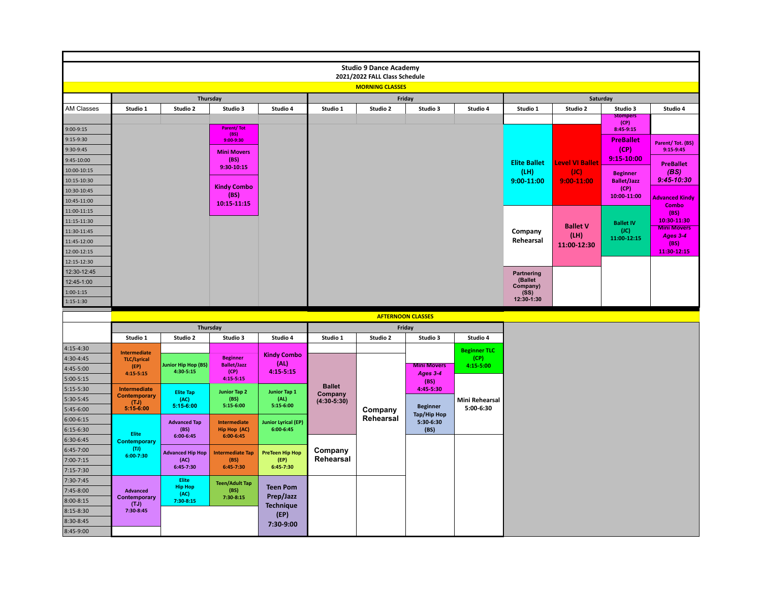**Studio 9 Dance Academy**
**2021/2022 FALL Class Schedule**

**MORNING CLASSES**

| AM Classes | Thursday Studio 1 | Thursday Studio 2 | Thursday Studio 3 | Thursday Studio 4 | Friday Studio 1 | Friday Studio 2 | Friday Studio 3 | Friday Studio 4 | Saturday Studio 1 | Saturday Studio 2 | Saturday Studio 3 | Saturday Studio 4 |
|---|---|---|---|---|---|---|---|---|---|---|---|---|
| | | | | | | | | | | | Stompers (CP) 8:45-9:15 | |
| 9:00-9:15 | | | Parent/ Tot (BS) 9:00-9:30 | | | | | | Elite Ballet (LH) 9:00-11:00 | Level VI Ballet (JC) 9:00-11:00 | | |
| 9:15-9:30 | | | | | | | | | | | PreBallet (CP) 9:15-10:00 | Parent/ Tot. (BS) 9:15-9:45 |
| 9:30-9:45 | | | Mini Movers (BS) 9:30-10:15 | | | | | | | | | |
| 9:45-10:00 | | | | | | | | | | | | PreBallet *(BS)* *9:45-10:30* |
| 10:00-10:15 | | | | | | | | | | | Beginner Ballet/Jazz (CP) 10:00-11:00 | |
| 10:15-10:30 | | | Kindy Combo (BS) 10:15-11:15 | | | | | | | | | |
| 10:30-10:45 | | | | | | | | | | | | Advanced Kindy Combo (BS) 10:30-11:30 |
| 10:45-11:00 | | | | | | | | | | | | |
| 11:00-11:15 | | | | | | | | | Company Rehearsal | Ballet V (LH) 11:00-12:30 | Ballet IV (JC) 11:00-12:15 | |
| 11:15-11:30 | | | | | | | | | | | | |
| 11:30-11:45 | | | | | | | | | | | | Mini Movers *Ages 3-4* (BS) 11:30-12:15 |
| 11:45-12:00 | | | | | | | | | | | | |
| 12:00-12:15 | | | | | | | | | | | | |
| 12:15-12:30 | | | | | | | | | | | | |
| 12:30-12:45 | | | | | | | | | Partnering (Ballet Company) (SS) 12:30-1:30 | | | |
| 12:45-1:00 | | | | | | | | | | | | |
| 1:00-1:15 | | | | | | | | | | | | |
| 1:15-1:30 | | | | | | | | | | | | |

**AFTERNOON CLASSES**

| | Thursday Studio 1 | Thursday Studio 2 | Thursday Studio 3 | Thursday Studio 4 | Friday Studio 1 | Friday Studio 2 | Friday Studio 3 | Friday Studio 4 |
|---|---|---|---|---|---|---|---|---|
| 4:15-4:30 | Intermediate TLC/Lyrical (EP) 4:15-5:15 | | Beginner Ballet/Jazz (CP) 4:15-5:15 | Kindy Combo (AL) 4:15-5:15 | | | | Beginner TLC (CP) 4:15-5:00 |
| 4:30-4:45 | | Junior Hip Hop (BS) 4:30-5:15 | | | Ballet Company (4:30-5:30) | Company Rehearsal | | |
| 4:45-5:00 | | | | | | | Mini Movers *Ages 3-4* (BS) 4:45-5:30 | |
| 5:00-5:15 | | | | | | | | Mini Rehearsal 5:00-6:30 |
| 5:15-5:30 | Intermediate Contemporary (TJ) 5:15-6:00 | Elite Tap (AC) 5:15-6:00 | Junior Tap 2 (BS) 5:15-6:00 | Junior Tap 1 (AL) 5:15-6:00 | | | | |
| 5:30-5:45 | | | | | | | Beginner Tap/Hip Hop 5:30-6:30 (BS) | |
| 5:45-6:00 | | | | | | | | |
| 6:00-6:15 | Elite Contemporary (TJ) 6:00-7:30 | Advanced Tap (BS) 6:00-6:45 | Intermediate Hip Hop (AC) 6:00-6:45 | Junior Lyrical (EP) 6:00-6:45 | | | | |
| 6:15-6:30 | | | | | | | | |
| 6:30-6:45 | | | | | Company Rehearsal | | | |
| 6:45-7:00 | | Advanced Hip Hop (AC) 6:45-7:30 | Intermediate Tap (BS) 6:45-7:30 | PreTeen Hip Hop (EP) 6:45-7:30 | | | | |
| 7:00-7:15 | | | | | | | | |
| 7:15-7:30 | | | | | | | | |
| 7:30-7:45 | Advanced Contemporary (TJ) 7:30-8:45 | Elite Hip Hop (AC) 7:30-8:15 | Teen/Adult Tap (BS) 7:30-8:15 | Teen Pom Prep/Jazz Technique (EP) 7:30-9:00 | | | | |
| 7:45-8:00 | | | | | | | | |
| 8:00-8:15 | | | | | | | | |
| 8:15-8:30 | | | | | | | | |
| 8:30-8:45 | | | | | | | | |
| 8:45-9:00 | | | | | | | | |